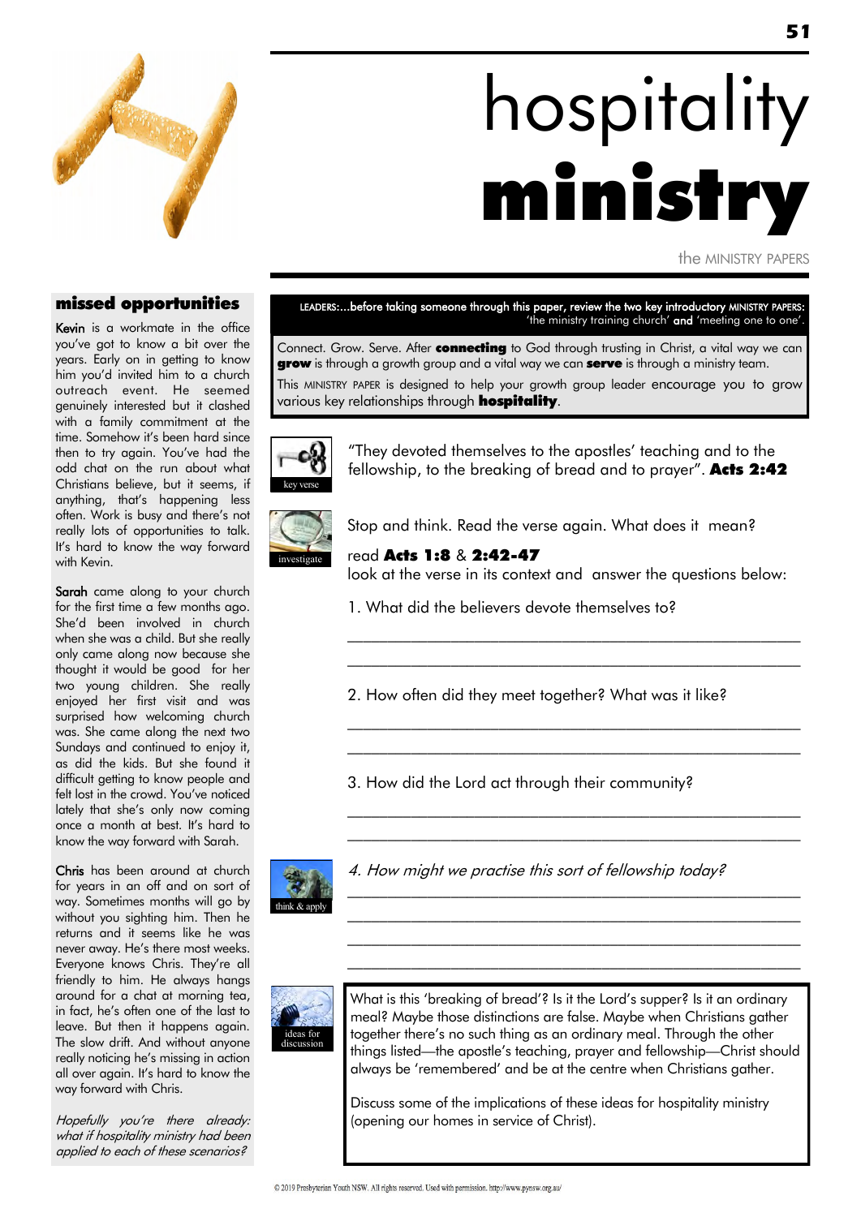# hospitality
# ministry

the MINISTRY PAPERS

## missed opportunities

**Kevin** is a workmate in the office you've got to know a bit over the years. Early on in getting to know him you'd invited him to a church outreach event. He seemed genuinely interested but it clashed with a family commitment at the time. Somehow it's been hard since then to try again. You've had the odd chat on the run about what Christians believe, but it seems, if anything, that's happening less often. Work is busy and there's not really lots of opportunities to talk. It's hard to know the way forward with Kevin.

**Sarah** came along to your church for the first time a few months ago. She'd been involved in church when she was a child. But she really only came along now because she thought it would be good for her two young children. She really enjoyed her first visit and was surprised how welcoming church was. She came along the next two Sundays and continued to enjoy it, as did the kids. But she found it difficult getting to know people and felt lost in the crowd. You've noticed lately that she's only now coming once a month at best. It's hard to know the way forward with Sarah.

**Chris** has been around at church for years in an off and on sort of way. Sometimes months will go by without you sighting him. Then he returns and it seems like he was never away. He's there most weeks. Everyone knows Chris. They're all friendly to him. He always hangs around for a chat at morning tea, in fact, he's often one of the last to leave. But then it happens again. The slow drift. And without anyone really noticing he's missing in action all over again. It's hard to know the way forward with Chris.

*Hopefully you're there already: what if hospitality ministry had been applied to each of these scenarios?*

LEADERS:...before taking someone through this paper, review the two key introductory MINISTRY PAPERS: 'the ministry training church' **and** 'meeting one to one'.

Connect. Grow. Serve. After **connecting** to God through trusting in Christ, a vital way we can **grow** is through a growth group and a vital way we can **serve** is through a ministry team.

This MINISTRY PAPER is designed to help your growth group leader encourage you to grow various key relationships through **hospitality**.

key verse

"They devoted themselves to the apostles' teaching and to the fellowship, to the breaking of bread and to prayer". **Acts 2:42**

investigate

Stop and think. Read the verse again. What does it mean?

read **Acts 1:8** & **2:42-47**
look at the verse in its context and answer the questions below:

1. What did the believers devote themselves to?

______________________________________________

______________________________________________

2. How often did they meet together? What was it like?

______________________________________________

______________________________________________

3. How did the Lord act through their community?

______________________________________________

______________________________________________

think & apply

*4. How might we practise this sort of fellowship today?*

______________________________________________

______________________________________________

______________________________________________

______________________________________________

ideas for discussion

What is this 'breaking of bread'? Is it the Lord's supper? Is it an ordinary meal? Maybe those distinctions are false. Maybe when Christians gather together there's no such thing as an ordinary meal. Through the other things listed—the apostle's teaching, prayer and fellowship—Christ should always be 'remembered' and be at the centre when Christians gather.

Discuss some of the implications of these ideas for hospitality ministry (opening our homes in service of Christ).

© 2019 Presbyterian Youth NSW. All rights reserved. Used with permission. http://www.pynsw.org.au/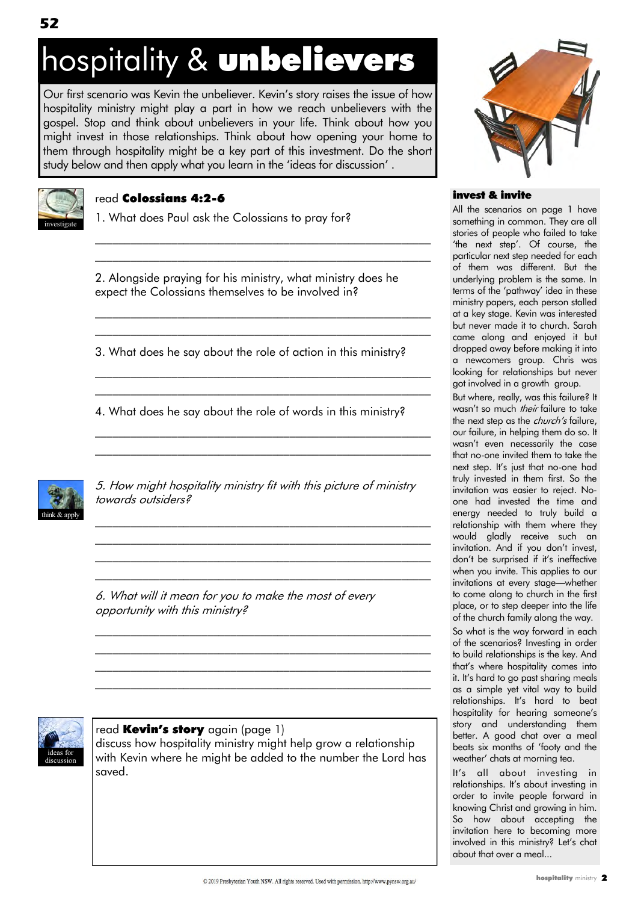# hospitality & **unbelievers**

Our first scenario was Kevin the unbeliever. Kevin's story raises the issue of how hospitality ministry might play a part in how we reach unbelievers with the gospel. Stop and think about unbelievers in your life. Think about how you might invest in those relationships. Think about how opening your home to them through hospitality might be a key part of this investment. Do the short study below and then apply what you learn in the 'ideas for discussion'.

investigate

read **Colossians 4:2-6**

1. What does Paul ask the Colossians to pray for?

2. Alongside praying for his ministry, what ministry does he expect the Colossians themselves to be involved in?

3. What does he say about the role of action in this ministry?

4. What does he say about the role of words in this ministry?

think & apply

*5. How might hospitality ministry fit with this picture of ministry towards outsiders?*

*6. What will it mean for you to make the most of every opportunity with this ministry?*

ideas for discussion

read **Kevin's story** again (page 1)
discuss how hospitality ministry might help grow a relationship with Kevin where he might be added to the number the Lord has saved.

### invest & invite

All the scenarios on page 1 have something in common. They are all stories of people who failed to take 'the next step'. Of course, the particular next step needed for each of them was different. But the underlying problem is the same. In terms of the 'pathway' idea in these ministry papers, each person stalled at a key stage. Kevin was interested but never made it to church. Sarah came along and enjoyed it but dropped away before making it into a newcomers group. Chris was looking for relationships but never got involved in a growth group.

But where, really, was this failure? It wasn't so much *their* failure to take the next step as the *church's* failure, our failure, in helping them do so. It wasn't even necessarily the case that no-one invited them to take the next step. It's just that no-one had truly invested in them first. So the invitation was easier to reject. No-one had invested the time and energy needed to truly build a relationship with them where they would gladly receive such an invitation. And if you don't invest, don't be surprised if it's ineffective when you invite. This applies to our invitations at every stage—whether to come along to church in the first place, or to step deeper into the life of the church family along the way.

So what is the way forward in each of the scenarios? Investing in order to build relationships is the key. And that's where hospitality comes into it. It's hard to go past sharing meals as a simple yet vital way to build relationships. It's hard to beat hospitality for hearing someone's story and understanding them better. A good chat over a meal beats six months of 'footy and the weather' chats at morning tea.

It's all about investing in relationships. It's about investing in order to invite people forward in knowing Christ and growing in him. So how about accepting the invitation here to becoming more involved in this ministry? Let's chat about that over a meal...

© 2019 Presbyterian Youth NSW. All rights reserved. Used with permission. http://www.pynsw.org.au/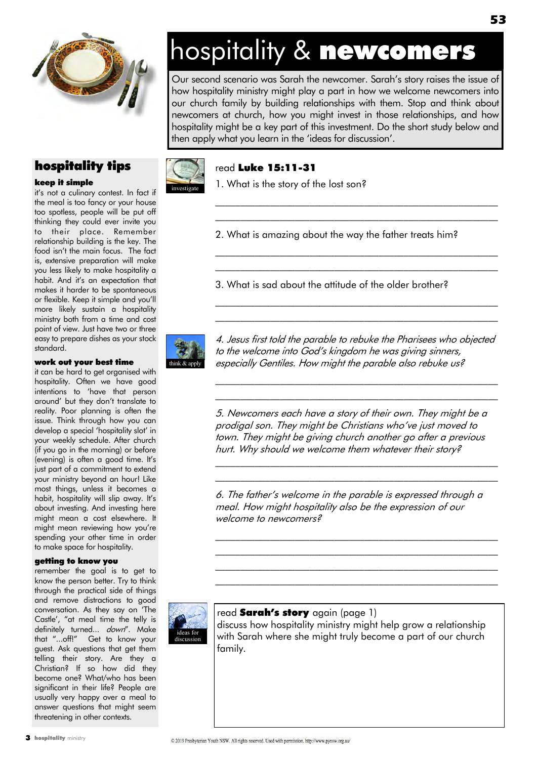// hospitality & **newcomers**

# hospitality & **newcomers**

Our second scenario was Sarah the newcomer. Sarah's story raises the issue of how hospitality ministry might play a part in how we welcome newcomers into our church family by building relationships with them. Stop and think about newcomers at church, how you might invest in those relationships, and how hospitality might be a key part of this investment. Do the short study below and then apply what you learn in the 'ideas for discussion'.

investigate

read **Luke 15:11-31**

1. What is the story of the lost son?

______________________________________________

______________________________________________

2. What is amazing about the way the father treats him?

______________________________________________

______________________________________________

3. What is sad about the attitude of the older brother?

______________________________________________

______________________________________________

think & apply

*4. Jesus first told the parable to rebuke the Pharisees who objected to the welcome into God's kingdom he was giving sinners, especially Gentiles. How might the parable also rebuke us?*

______________________________________________

______________________________________________

*5. Newcomers each have a story of their own. They might be a prodigal son. They might be Christians who've just moved to town. They might be giving church another go after a previous hurt. Why should we welcome them whatever their story?*

______________________________________________

______________________________________________

*6. The father's welcome in the parable is expressed through a meal. How might hospitality also be the expression of our welcome to newcomers?*

______________________________________________

______________________________________________

______________________________________________

______________________________________________

ideas for discussion

read **Sarah's story** again (page 1)
discuss how hospitality ministry might help grow a relationship with Sarah where she might truly become a part of our church family.

## hospitality tips

### keep it simple

it's not a culinary contest. In fact if the meal is too fancy or your house too spotless, people will be put off thinking they could ever invite you to their place. Remember relationship building is the key. The food isn't the main focus. The fact is, extensive preparation will make you less likely to make hospitality a habit. And it's an expectation that makes it harder to be spontaneous or flexible. Keep it simple and you'll more likely sustain a hospitality ministry both from a time and cost point of view. Just have two or three easy to prepare dishes as your stock standard.

### work out your best time

it can be hard to get organised with hospitality. Often we have good intentions to 'have that person around' but they don't translate to reality. Poor planning is often the issue. Think through how you can develop a special 'hospitality slot' in your weekly schedule. After church (if you go in the morning) or before (evening) is often a good time. It's just part of a commitment to extend your ministry beyond an hour! Like most things, unless it becomes a habit, hospitality will slip away. It's about investing. And investing here might mean a cost elsewhere. It might mean reviewing how you're spending your other time in order to make space for hospitality.

### getting to know you

remember the goal is to get to know the person better. Try to think through the practical side of things and remove distractions to good conversation. As they say on 'The Castle', "at meal time the telly is definitely turned... *down*". Make that "...off!" Get to know your guest. Ask questions that get them telling their story. Are they a Christian? If so how did they become one? What/who has been significant in their life? People are usually very happy over a meal to answer questions that might seem threatening in other contexts.

© 2019 Presbyterian Youth NSW. All rights reserved. Used with permission. http://www.pynsw.org.au/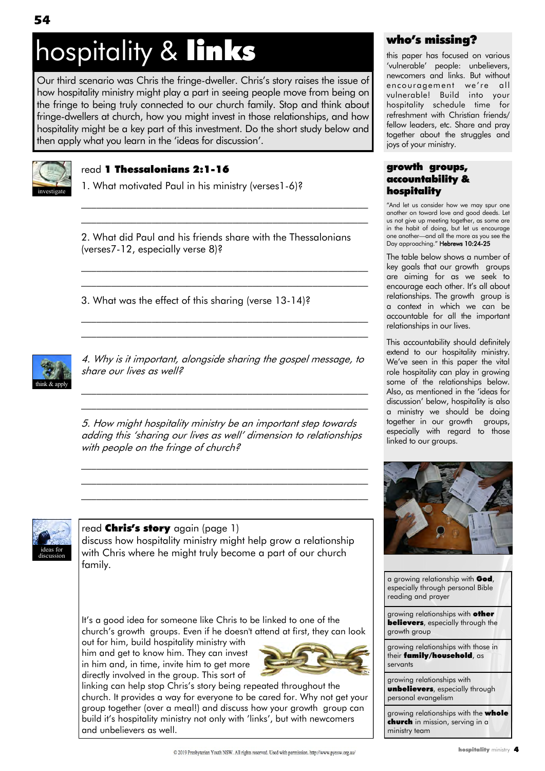# hospitality & **links**

Our third scenario was Chris the fringe-dweller. Chris's story raises the issue of how hospitality ministry might play a part in seeing people move from being on the fringe to being truly connected to our church family. Stop and think about fringe-dwellers at church, how you might invest in those relationships, and how hospitality might be a key part of this investment. Do the short study below and then apply what you learn in the 'ideas for discussion'.

investigate

read **1 Thessalonians 2:1-16**

1. What motivated Paul in his ministry (verses1-6)?

______________________________________________

______________________________________________

2. What did Paul and his friends share with the Thessalonians (verses7-12, especially verse 8)?

______________________________________________

______________________________________________

3. What was the effect of this sharing (verse 13-14)?

______________________________________________

______________________________________________

think & apply

*4. Why is it important, alongside sharing the gospel message, to share our lives as well?*

______________________________________________

______________________________________________

*5. How might hospitality ministry be an important step towards adding this 'sharing our lives as well' dimension to relationships with people on the fringe of church?*

______________________________________________

______________________________________________

______________________________________________

ideas for discussion

read **Chris's story** again (page 1)
discuss how hospitality ministry might help grow a relationship with Chris where he might truly become a part of our church family.

It's a good idea for someone like Chris to be linked to one of the church's growth groups. Even if he doesn't attend at first, they can look out for him, build hospitality ministry with him and get to know him. They can invest in him and, in time, invite him to get more directly involved in the group. This sort of linking can help stop Chris's story being repeated throughout the church. It provides a way for everyone to be cared for. Why not get your group together (over a meal!) and discuss how your growth group can build it's hospitality ministry not only with 'links', but with newcomers and unbelievers as well.

## who's missing?

this paper has focused on various 'vulnerable' people: unbelievers, newcomers and links. But without encouragement we're all vulnerable! Build into your hospitality schedule time for refreshment with Christian friends/ fellow leaders, etc. Share and pray together about the struggles and joys of your ministry.

## growth groups, accountability & hospitality

"And let us consider how we may spur one another on toward love and good deeds. Let us not give up meeting together, as some are in the habit of doing, but let us encourage one another—and all the more as you see the Day approaching." **Hebrews 10:24-25**

The table below shows a number of key goals that our growth groups are aiming for as we seek to encourage each other. It's all about relationships. The growth group is a context in which we can be accountable for all the important relationships in our lives.

This accountability should definitely extend to our hospitality ministry. We've seen in this paper the vital role hospitality can play in growing some of the relationships below. Also, as mentioned in the 'ideas for discussion' below, hospitality is also a ministry we should be doing together in our growth groups, especially with regard to those linked to our groups.

| |
|---|
| a growing relationship with **God**, especially through personal Bible reading and prayer |
| growing relationships with **other believers**, especially through the growth group |
| growing relationships with those in their **family/household**, as servants |
| growing relationships with **unbelievers**, especially through personal evangelism |
| growing relationships with the **whole church** in mission, serving in a ministry team |

© 2019 Presbyterian Youth NSW. All rights reserved. Used with permission. http://www.pynsw.org.au/